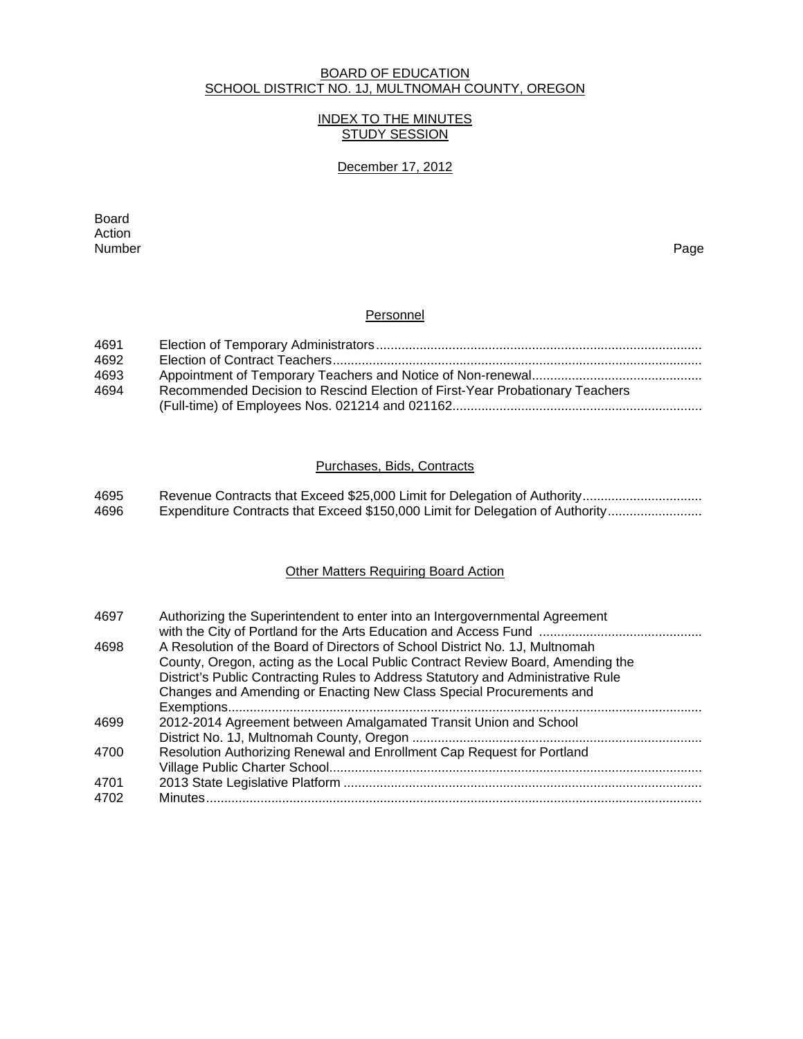# BOARD OF EDUCATION
## SCHOOL DISTRICT NO. 1J, MULTNOMAH COUNTY, OREGON

### INDEX TO THE MINUTES
### STUDY SESSION

December 17, 2012

| Board Action Number | | Page |
|---|---|---|
| | **Personnel** | |
| 4691 | Election of Temporary Administrators | |
| 4692 | Election of Contract Teachers | |
| 4693 | Appointment of Temporary Teachers and Notice of Non-renewal | |
| 4694 | Recommended Decision to Rescind Election of First-Year Probationary Teachers (Full-time) of Employees Nos. 021214 and 021162 | |
| | **Purchases, Bids, Contracts** | |
| 4695 | Revenue Contracts that Exceed $25,000 Limit for Delegation of Authority | |
| 4696 | Expenditure Contracts that Exceed $150,000 Limit for Delegation of Authority | |
| | **Other Matters Requiring Board Action** | |
| 4697 | Authorizing the Superintendent to enter into an Intergovernmental Agreement with the City of Portland for the Arts Education and Access Fund | |
| 4698 | A Resolution of the Board of Directors of School District No. 1J, Multnomah County, Oregon, acting as the Local Public Contract Review Board, Amending the District's Public Contracting Rules to Address Statutory and Administrative Rule Changes and Amending or Enacting New Class Special Procurements and Exemptions | |
| 4699 | 2012-2014 Agreement between Amalgamated Transit Union and School District No. 1J, Multnomah County, Oregon | |
| 4700 | Resolution Authorizing Renewal and Enrollment Cap Request for Portland Village Public Charter School | |
| 4701 | 2013 State Legislative Platform | |
| 4702 | Minutes | |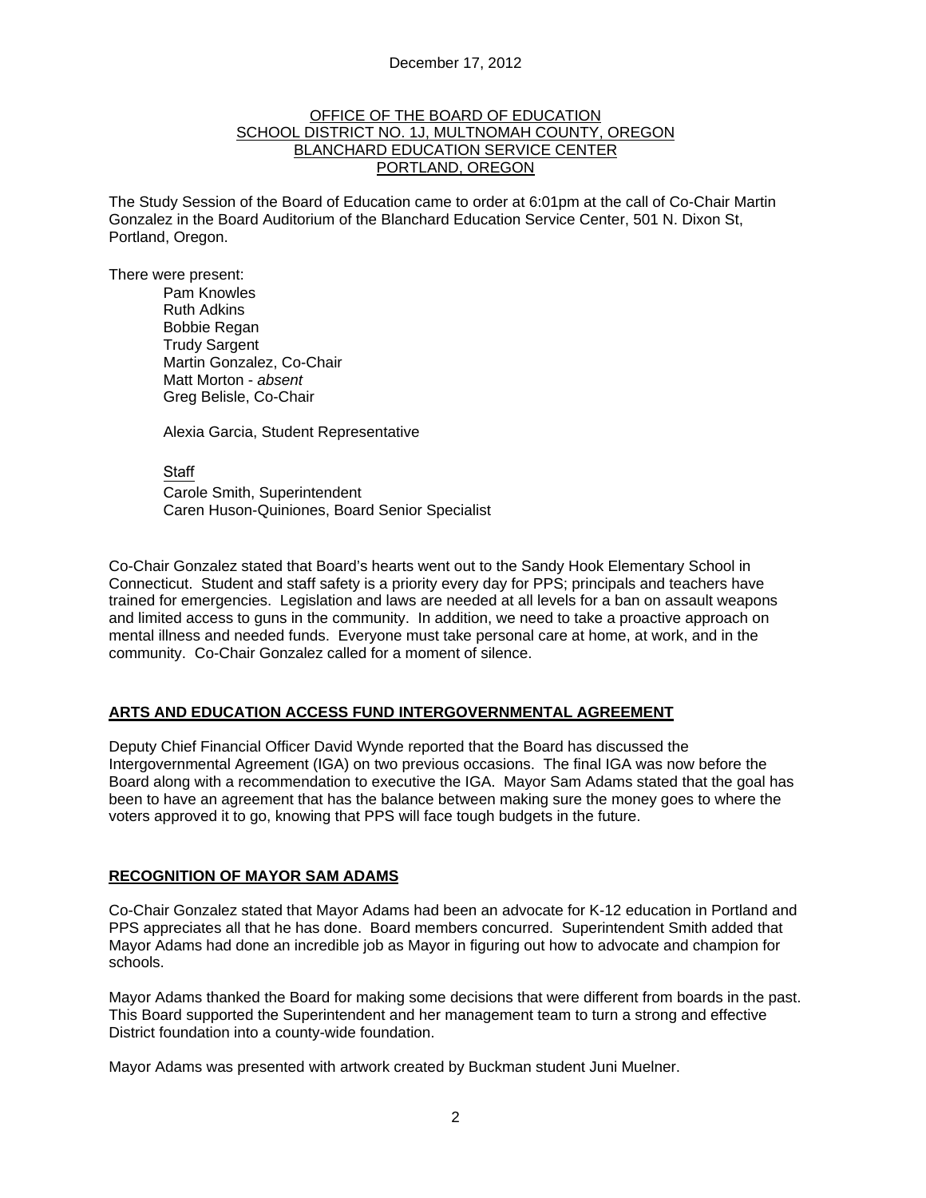December 17, 2012

OFFICE OF THE BOARD OF EDUCATION
SCHOOL DISTRICT NO. 1J, MULTNOMAH COUNTY, OREGON
BLANCHARD EDUCATION SERVICE CENTER
PORTLAND, OREGON

The Study Session of the Board of Education came to order at 6:01pm at the call of Co-Chair Martin Gonzalez in the Board Auditorium of the Blanchard Education Service Center, 501 N. Dixon St, Portland, Oregon.

There were present:

Pam Knowles
Ruth Adkins
Bobbie Regan
Trudy Sargent
Martin Gonzalez, Co-Chair
Matt Morton - *absent*
Greg Belisle, Co-Chair

Alexia Garcia, Student Representative

Staff
Carole Smith, Superintendent
Caren Huson-Quiniones, Board Senior Specialist

Co-Chair Gonzalez stated that Board's hearts went out to the Sandy Hook Elementary School in Connecticut. Student and staff safety is a priority every day for PPS; principals and teachers have trained for emergencies. Legislation and laws are needed at all levels for a ban on assault weapons and limited access to guns in the community. In addition, we need to take a proactive approach on mental illness and needed funds. Everyone must take personal care at home, at work, and in the community. Co-Chair Gonzalez called for a moment of silence.

## ARTS AND EDUCATION ACCESS FUND INTERGOVERNMENTAL AGREEMENT

Deputy Chief Financial Officer David Wynde reported that the Board has discussed the Intergovernmental Agreement (IGA) on two previous occasions. The final IGA was now before the Board along with a recommendation to executive the IGA. Mayor Sam Adams stated that the goal has been to have an agreement that has the balance between making sure the money goes to where the voters approved it to go, knowing that PPS will face tough budgets in the future.

## RECOGNITION OF MAYOR SAM ADAMS

Co-Chair Gonzalez stated that Mayor Adams had been an advocate for K-12 education in Portland and PPS appreciates all that he has done. Board members concurred. Superintendent Smith added that Mayor Adams had done an incredible job as Mayor in figuring out how to advocate and champion for schools.

Mayor Adams thanked the Board for making some decisions that were different from boards in the past. This Board supported the Superintendent and her management team to turn a strong and effective District foundation into a county-wide foundation.

Mayor Adams was presented with artwork created by Buckman student Juni Muelner.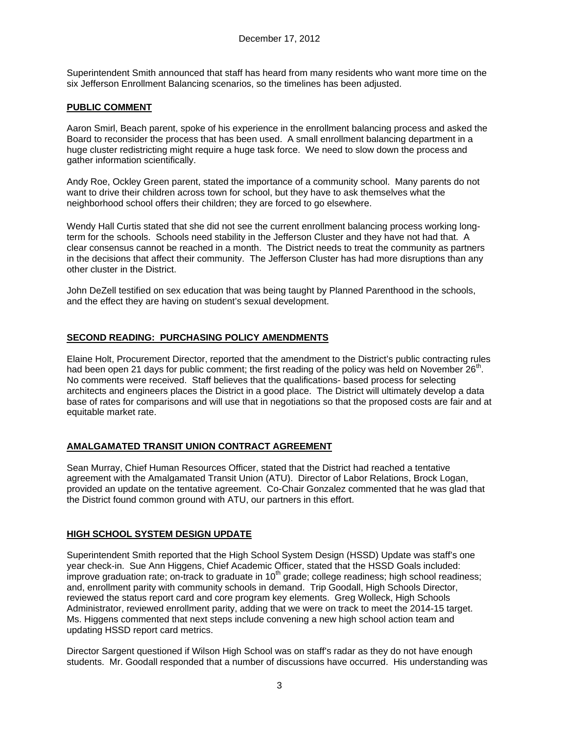December 17, 2012

Superintendent Smith announced that staff has heard from many residents who want more time on the six Jefferson Enrollment Balancing scenarios, so the timelines has been adjusted.

## PUBLIC COMMENT

Aaron Smirl, Beach parent, spoke of his experience in the enrollment balancing process and asked the Board to reconsider the process that has been used. A small enrollment balancing department in a huge cluster redistricting might require a huge task force. We need to slow down the process and gather information scientifically.

Andy Roe, Ockley Green parent, stated the importance of a community school. Many parents do not want to drive their children across town for school, but they have to ask themselves what the neighborhood school offers their children; they are forced to go elsewhere.

Wendy Hall Curtis stated that she did not see the current enrollment balancing process working long-term for the schools. Schools need stability in the Jefferson Cluster and they have not had that. A clear consensus cannot be reached in a month. The District needs to treat the community as partners in the decisions that affect their community. The Jefferson Cluster has had more disruptions than any other cluster in the District.

John DeZell testified on sex education that was being taught by Planned Parenthood in the schools, and the effect they are having on student's sexual development.

## SECOND READING: PURCHASING POLICY AMENDMENTS

Elaine Holt, Procurement Director, reported that the amendment to the District's public contracting rules had been open 21 days for public comment; the first reading of the policy was held on November 26th. No comments were received. Staff believes that the qualifications- based process for selecting architects and engineers places the District in a good place. The District will ultimately develop a data base of rates for comparisons and will use that in negotiations so that the proposed costs are fair and at equitable market rate.

## AMALGAMATED TRANSIT UNION CONTRACT AGREEMENT

Sean Murray, Chief Human Resources Officer, stated that the District had reached a tentative agreement with the Amalgamated Transit Union (ATU). Director of Labor Relations, Brock Logan, provided an update on the tentative agreement. Co-Chair Gonzalez commented that he was glad that the District found common ground with ATU, our partners in this effort.

## HIGH SCHOOL SYSTEM DESIGN UPDATE

Superintendent Smith reported that the High School System Design (HSSD) Update was staff's one year check-in. Sue Ann Higgens, Chief Academic Officer, stated that the HSSD Goals included: improve graduation rate; on-track to graduate in 10th grade; college readiness; high school readiness; and, enrollment parity with community schools in demand. Trip Goodall, High Schools Director, reviewed the status report card and core program key elements. Greg Wolleck, High Schools Administrator, reviewed enrollment parity, adding that we were on track to meet the 2014-15 target. Ms. Higgens commented that next steps include convening a new high school action team and updating HSSD report card metrics.

Director Sargent questioned if Wilson High School was on staff's radar as they do not have enough students. Mr. Goodall responded that a number of discussions have occurred. His understanding was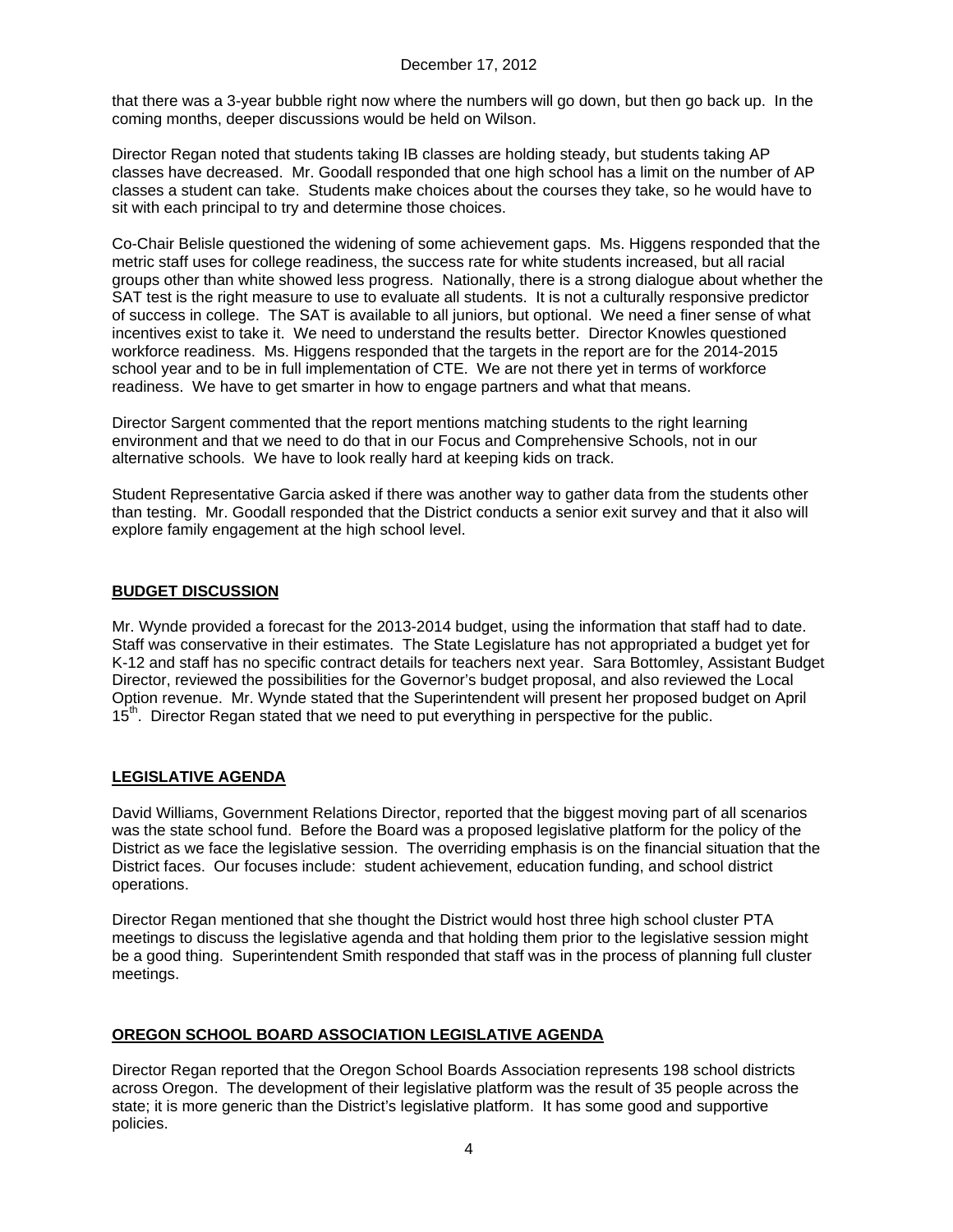that there was a 3-year bubble right now where the numbers will go down, but then go back up. In the coming months, deeper discussions would be held on Wilson.

Director Regan noted that students taking IB classes are holding steady, but students taking AP classes have decreased. Mr. Goodall responded that one high school has a limit on the number of AP classes a student can take. Students make choices about the courses they take, so he would have to sit with each principal to try and determine those choices.

Co-Chair Belisle questioned the widening of some achievement gaps. Ms. Higgens responded that the metric staff uses for college readiness, the success rate for white students increased, but all racial groups other than white showed less progress. Nationally, there is a strong dialogue about whether the SAT test is the right measure to use to evaluate all students. It is not a culturally responsive predictor of success in college. The SAT is available to all juniors, but optional. We need a finer sense of what incentives exist to take it. We need to understand the results better. Director Knowles questioned workforce readiness. Ms. Higgens responded that the targets in the report are for the 2014-2015 school year and to be in full implementation of CTE. We are not there yet in terms of workforce readiness. We have to get smarter in how to engage partners and what that means.

Director Sargent commented that the report mentions matching students to the right learning environment and that we need to do that in our Focus and Comprehensive Schools, not in our alternative schools. We have to look really hard at keeping kids on track.

Student Representative Garcia asked if there was another way to gather data from the students other than testing. Mr. Goodall responded that the District conducts a senior exit survey and that it also will explore family engagement at the high school level.

## BUDGET DISCUSSION

Mr. Wynde provided a forecast for the 2013-2014 budget, using the information that staff had to date. Staff was conservative in their estimates. The State Legislature has not appropriated a budget yet for K-12 and staff has no specific contract details for teachers next year. Sara Bottomley, Assistant Budget Director, reviewed the possibilities for the Governor's budget proposal, and also reviewed the Local Option revenue. Mr. Wynde stated that the Superintendent will present her proposed budget on April 15th. Director Regan stated that we need to put everything in perspective for the public.

## LEGISLATIVE AGENDA

David Williams, Government Relations Director, reported that the biggest moving part of all scenarios was the state school fund. Before the Board was a proposed legislative platform for the policy of the District as we face the legislative session. The overriding emphasis is on the financial situation that the District faces. Our focuses include: student achievement, education funding, and school district operations.

Director Regan mentioned that she thought the District would host three high school cluster PTA meetings to discuss the legislative agenda and that holding them prior to the legislative session might be a good thing. Superintendent Smith responded that staff was in the process of planning full cluster meetings.

## OREGON SCHOOL BOARD ASSOCIATION LEGISLATIVE AGENDA

Director Regan reported that the Oregon School Boards Association represents 198 school districts across Oregon. The development of their legislative platform was the result of 35 people across the state; it is more generic than the District's legislative platform. It has some good and supportive policies.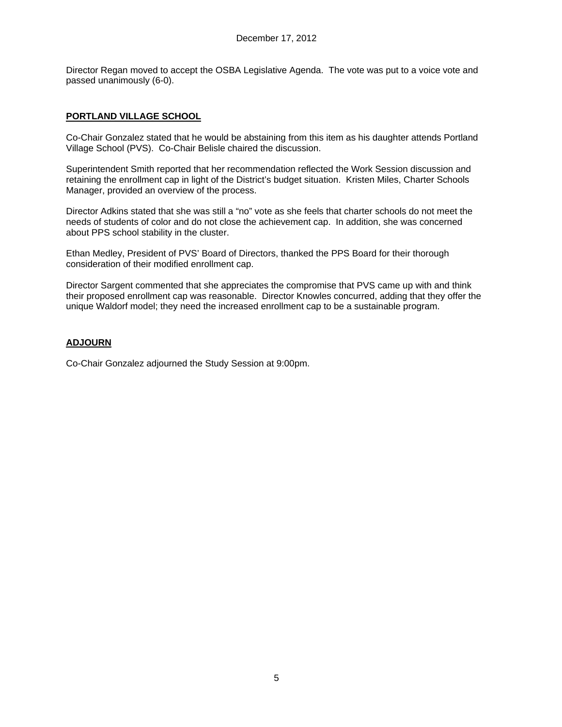Director Regan moved to accept the OSBA Legislative Agenda. The vote was put to a voice vote and passed unanimously (6-0).

## PORTLAND VILLAGE SCHOOL

Co-Chair Gonzalez stated that he would be abstaining from this item as his daughter attends Portland Village School (PVS). Co-Chair Belisle chaired the discussion.

Superintendent Smith reported that her recommendation reflected the Work Session discussion and retaining the enrollment cap in light of the District's budget situation. Kristen Miles, Charter Schools Manager, provided an overview of the process.

Director Adkins stated that she was still a "no" vote as she feels that charter schools do not meet the needs of students of color and do not close the achievement cap. In addition, she was concerned about PPS school stability in the cluster.

Ethan Medley, President of PVS' Board of Directors, thanked the PPS Board for their thorough consideration of their modified enrollment cap.

Director Sargent commented that she appreciates the compromise that PVS came up with and think their proposed enrollment cap was reasonable. Director Knowles concurred, adding that they offer the unique Waldorf model; they need the increased enrollment cap to be a sustainable program.

## ADJOURN

Co-Chair Gonzalez adjourned the Study Session at 9:00pm.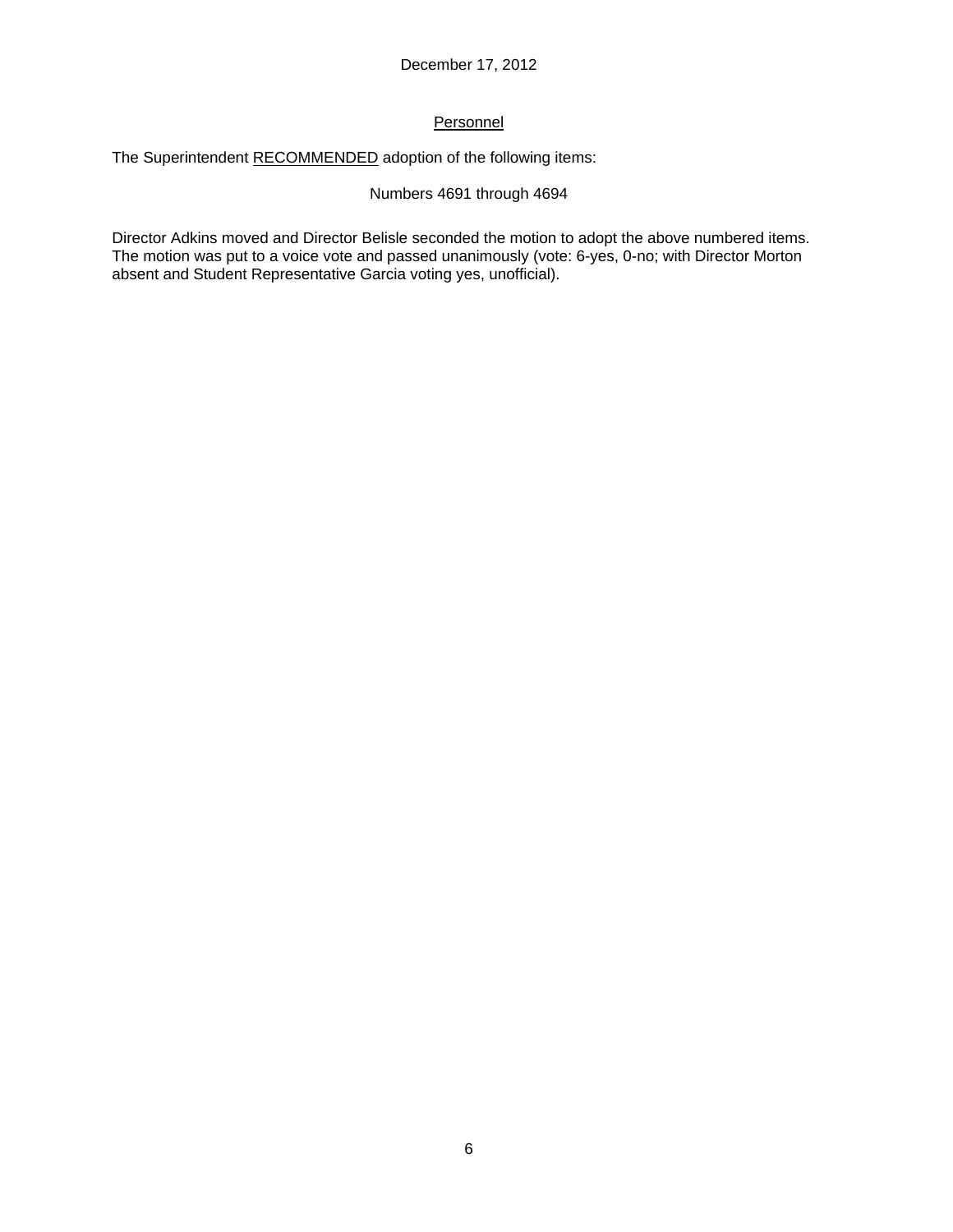December 17, 2012

## Personnel

The Superintendent RECOMMENDED adoption of the following items:

Numbers 4691 through 4694

Director Adkins moved and Director Belisle seconded the motion to adopt the above numbered items. The motion was put to a voice vote and passed unanimously (vote: 6-yes, 0-no; with Director Morton absent and Student Representative Garcia voting yes, unofficial).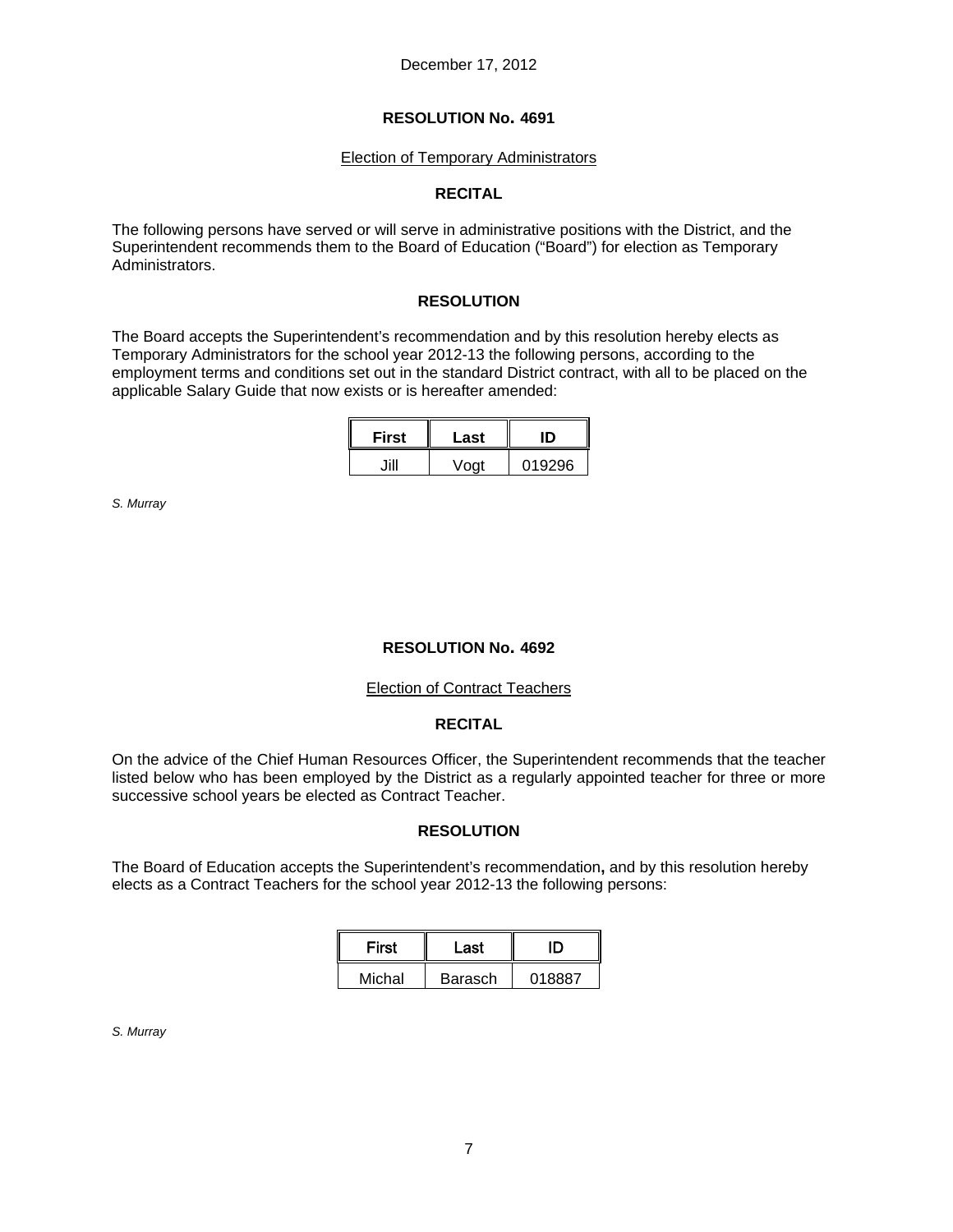December 17, 2012

## RESOLUTION No. 4691

Election of Temporary Administrators

### RECITAL

The following persons have served or will serve in administrative positions with the District, and the Superintendent recommends them to the Board of Education ("Board") for election as Temporary Administrators.

### RESOLUTION

The Board accepts the Superintendent's recommendation and by this resolution hereby elects as Temporary Administrators for the school year 2012-13 the following persons, according to the employment terms and conditions set out in the standard District contract, with all to be placed on the applicable Salary Guide that now exists or is hereafter amended:

| First | Last | ID |
|---|---|---|
| Jill | Vogt | 019296 |

*S. Murray*

## RESOLUTION No. 4692

Election of Contract Teachers

### RECITAL

On the advice of the Chief Human Resources Officer, the Superintendent recommends that the teacher listed below who has been employed by the District as a regularly appointed teacher for three or more successive school years be elected as Contract Teacher.

### RESOLUTION

The Board of Education accepts the Superintendent's recommendation**,** and by this resolution hereby elects as a Contract Teachers for the school year 2012-13 the following persons:

| First | Last | ID |
|---|---|---|
| Michal | Barasch | 018887 |

*S. Murray*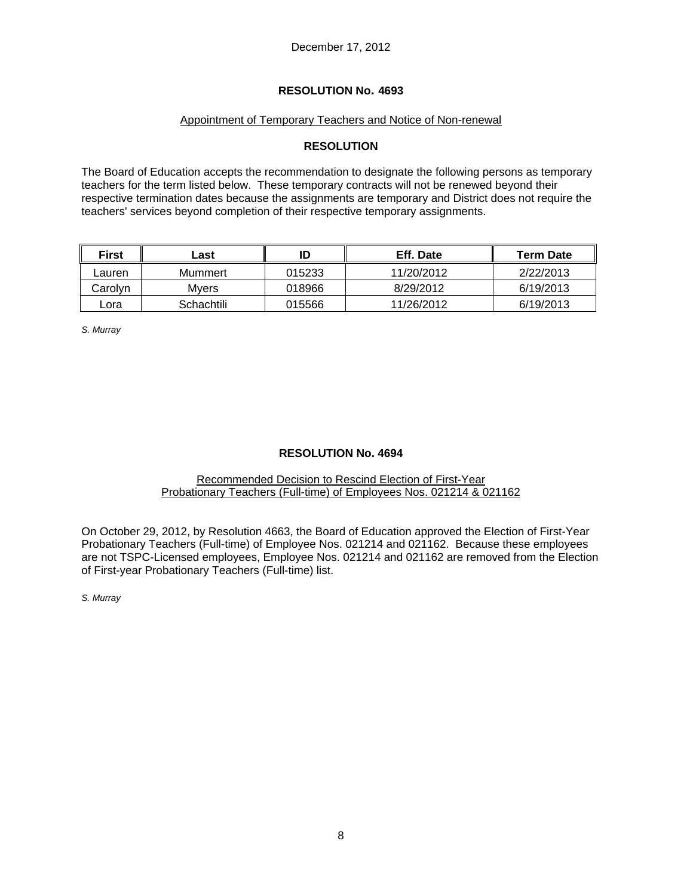December 17, 2012

## RESOLUTION No. 4693

Appointment of Temporary Teachers and Notice of Non-renewal

### RESOLUTION

The Board of Education accepts the recommendation to designate the following persons as temporary teachers for the term listed below. These temporary contracts will not be renewed beyond their respective termination dates because the assignments are temporary and District does not require the teachers' services beyond completion of their respective temporary assignments.

| First | Last | ID | Eff. Date | Term Date |
|---|---|---|---|---|
| Lauren | Mummert | 015233 | 11/20/2012 | 2/22/2013 |
| Carolyn | Myers | 018966 | 8/29/2012 | 6/19/2013 |
| Lora | Schachtili | 015566 | 11/26/2012 | 6/19/2013 |

*S. Murray*

## RESOLUTION No. 4694

Recommended Decision to Rescind Election of First-Year Probationary Teachers (Full-time) of Employees Nos. 021214 & 021162

On October 29, 2012, by Resolution 4663, the Board of Education approved the Election of First-Year Probationary Teachers (Full-time) of Employee Nos. 021214 and 021162. Because these employees are not TSPC-Licensed employees, Employee Nos. 021214 and 021162 are removed from the Election of First-year Probationary Teachers (Full-time) list.

*S. Murray*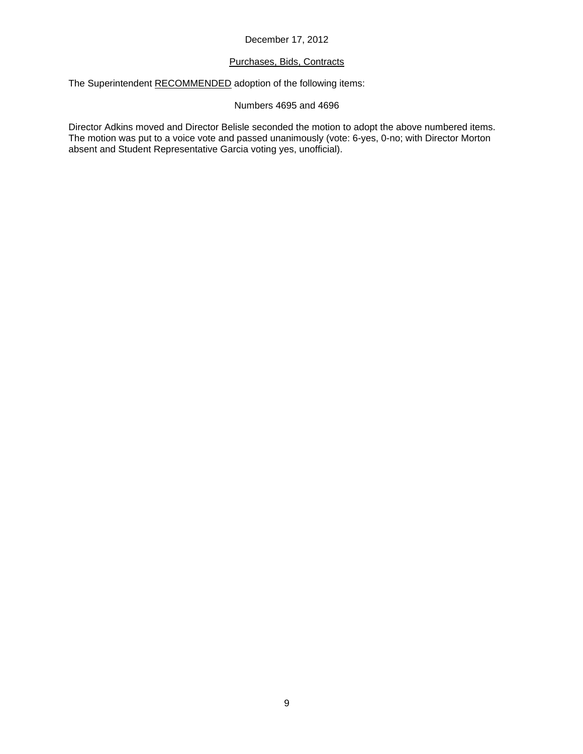December 17, 2012

Purchases, Bids, Contracts

The Superintendent RECOMMENDED adoption of the following items:

Numbers 4695 and 4696

Director Adkins moved and Director Belisle seconded the motion to adopt the above numbered items. The motion was put to a voice vote and passed unanimously (vote: 6-yes, 0-no; with Director Morton absent and Student Representative Garcia voting yes, unofficial).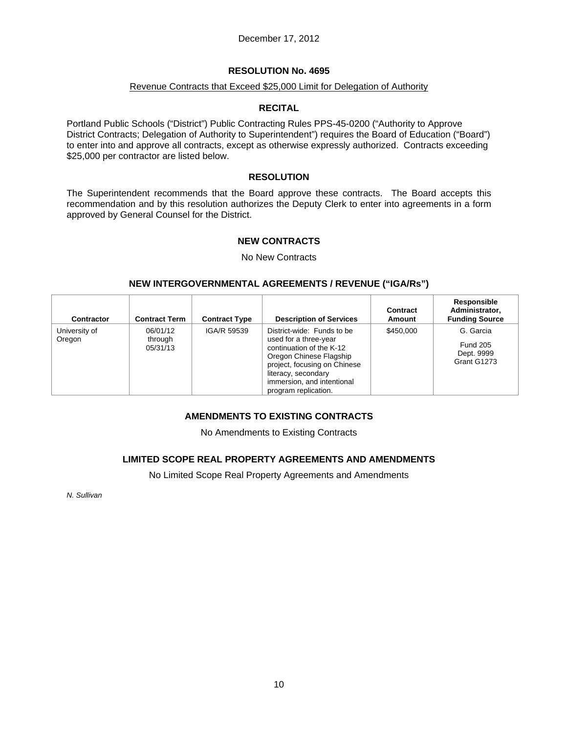December 17, 2012

# RESOLUTION No. 4695

Revenue Contracts that Exceed $25,000 Limit for Delegation of Authority

## RECITAL

Portland Public Schools ("District") Public Contracting Rules PPS-45-0200 ("Authority to Approve District Contracts; Delegation of Authority to Superintendent") requires the Board of Education ("Board") to enter into and approve all contracts, except as otherwise expressly authorized. Contracts exceeding $25,000 per contractor are listed below.

## RESOLUTION

The Superintendent recommends that the Board approve these contracts. The Board accepts this recommendation and by this resolution authorizes the Deputy Clerk to enter into agreements in a form approved by General Counsel for the District.

## NEW CONTRACTS

No New Contracts

## NEW INTERGOVERNMENTAL AGREEMENTS / REVENUE ("IGA/Rs")

| Contractor | Contract Term | Contract Type | Description of Services | Contract Amount | Responsible Administrator, Funding Source |
|---|---|---|---|---|---|
| University of Oregon | 06/01/12 through 05/31/13 | IGA/R 59539 | District-wide: Funds to be used for a three-year continuation of the K-12 Oregon Chinese Flagship project, focusing on Chinese literacy, secondary immersion, and intentional program replication. | $450,000 | G. Garcia<br>Fund 205<br>Dept. 9999<br>Grant G1273 |

## AMENDMENTS TO EXISTING CONTRACTS

No Amendments to Existing Contracts

## LIMITED SCOPE REAL PROPERTY AGREEMENTS AND AMENDMENTS

No Limited Scope Real Property Agreements and Amendments

*N. Sullivan*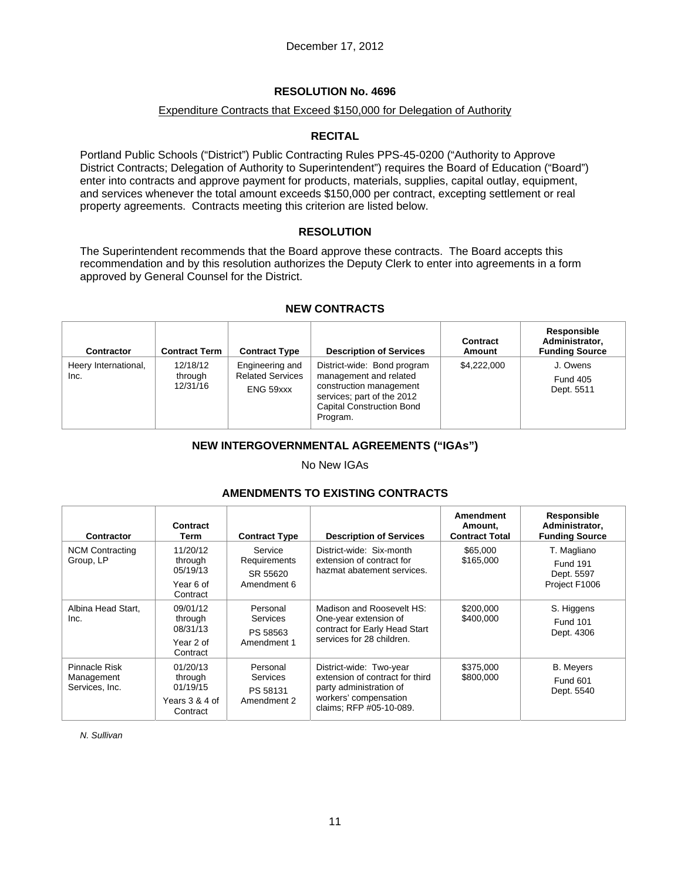December 17, 2012

## RESOLUTION No. 4696

Expenditure Contracts that Exceed $150,000 for Delegation of Authority

### RECITAL

Portland Public Schools ("District") Public Contracting Rules PPS-45-0200 ("Authority to Approve District Contracts; Delegation of Authority to Superintendent") requires the Board of Education ("Board") enter into contracts and approve payment for products, materials, supplies, capital outlay, equipment, and services whenever the total amount exceeds $150,000 per contract, excepting settlement or real property agreements. Contracts meeting this criterion are listed below.

### RESOLUTION

The Superintendent recommends that the Board approve these contracts. The Board accepts this recommendation and by this resolution authorizes the Deputy Clerk to enter into agreements in a form approved by General Counsel for the District.

### NEW CONTRACTS

| Contractor | Contract Term | Contract Type | Description of Services | Contract Amount | Responsible Administrator, Funding Source |
|---|---|---|---|---|---|
| Heery International, Inc. | 12/18/12 through 12/31/16 | Engineering and Related Services ENG 59xxx | District-wide: Bond program management and related construction management services; part of the 2012 Capital Construction Bond Program. | $4,222,000 | J. Owens Fund 405 Dept. 5511 |

### NEW INTERGOVERNMENTAL AGREEMENTS ("IGAs")

No New IGAs

### AMENDMENTS TO EXISTING CONTRACTS

| Contractor | Contract Term | Contract Type | Description of Services | Amendment Amount, Contract Total | Responsible Administrator, Funding Source |
|---|---|---|---|---|---|
| NCM Contracting Group, LP | 11/20/12 through 05/19/13 Year 6 of Contract | Service Requirements SR 55620 Amendment 6 | District-wide: Six-month extension of contract for hazmat abatement services. | $65,000 $165,000 | T. Magliano Fund 191 Dept. 5597 Project F1006 |
| Albina Head Start, Inc. | 09/01/12 through 08/31/13 Year 2 of Contract | Personal Services PS 58563 Amendment 1 | Madison and Roosevelt HS: One-year extension of contract for Early Head Start services for 28 children. | $200,000 $400,000 | S. Higgens Fund 101 Dept. 4306 |
| Pinnacle Risk Management Services, Inc. | 01/20/13 through 01/19/15 Years 3 & 4 of Contract | Personal Services PS 58131 Amendment 2 | District-wide: Two-year extension of contract for third party administration of workers' compensation claims; RFP #05-10-089. | $375,000 $800,000 | B. Meyers Fund 601 Dept. 5540 |

*N. Sullivan*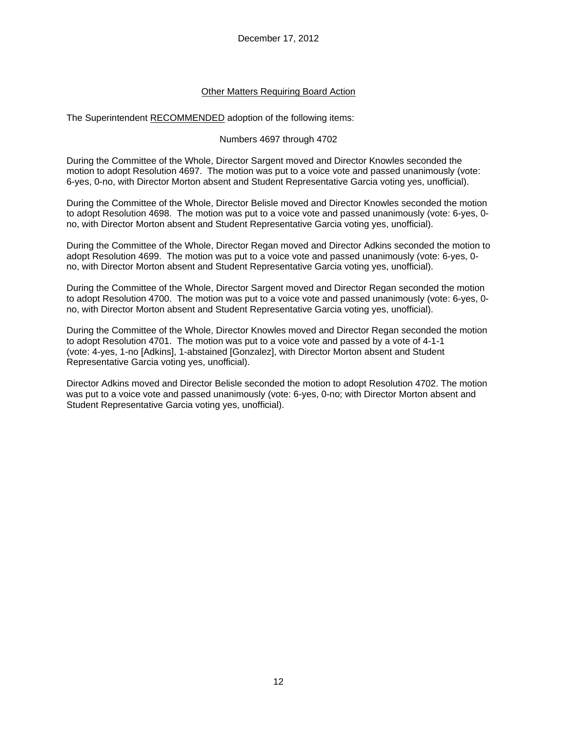December 17, 2012

## Other Matters Requiring Board Action

The Superintendent RECOMMENDED adoption of the following items:

Numbers 4697 through 4702

During the Committee of the Whole, Director Sargent moved and Director Knowles seconded the motion to adopt Resolution 4697. The motion was put to a voice vote and passed unanimously (vote: 6-yes, 0-no, with Director Morton absent and Student Representative Garcia voting yes, unofficial).

During the Committee of the Whole, Director Belisle moved and Director Knowles seconded the motion to adopt Resolution 4698. The motion was put to a voice vote and passed unanimously (vote: 6-yes, 0-no, with Director Morton absent and Student Representative Garcia voting yes, unofficial).

During the Committee of the Whole, Director Regan moved and Director Adkins seconded the motion to adopt Resolution 4699. The motion was put to a voice vote and passed unanimously (vote: 6-yes, 0-no, with Director Morton absent and Student Representative Garcia voting yes, unofficial).

During the Committee of the Whole, Director Sargent moved and Director Regan seconded the motion to adopt Resolution 4700. The motion was put to a voice vote and passed unanimously (vote: 6-yes, 0-no, with Director Morton absent and Student Representative Garcia voting yes, unofficial).

During the Committee of the Whole, Director Knowles moved and Director Regan seconded the motion to adopt Resolution 4701. The motion was put to a voice vote and passed by a vote of 4-1-1 (vote: 4-yes, 1-no [Adkins], 1-abstained [Gonzalez], with Director Morton absent and Student Representative Garcia voting yes, unofficial).

Director Adkins moved and Director Belisle seconded the motion to adopt Resolution 4702. The motion was put to a voice vote and passed unanimously (vote: 6-yes, 0-no; with Director Morton absent and Student Representative Garcia voting yes, unofficial).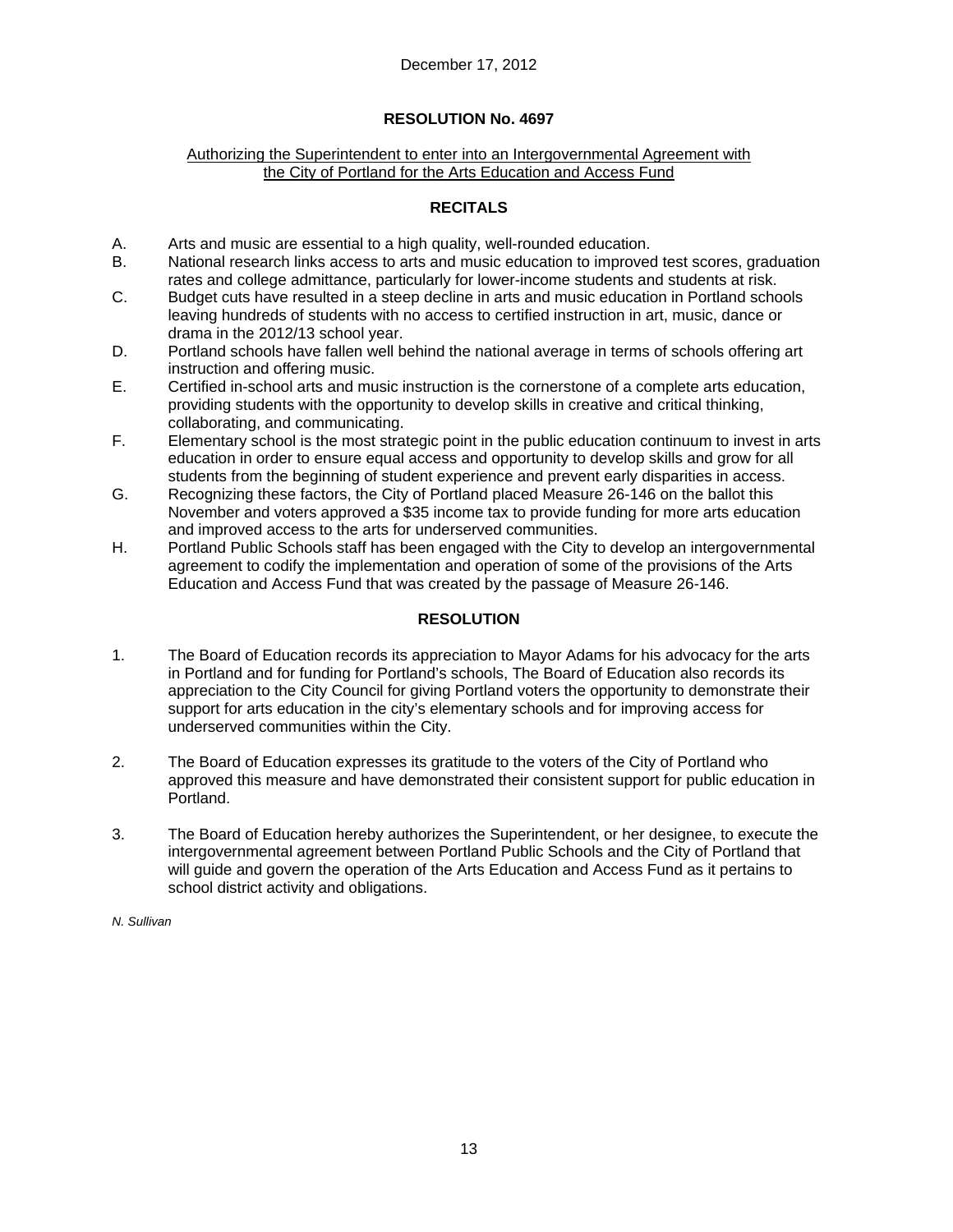December 17, 2012

**RESOLUTION No. 4697**

Authorizing the Superintendent to enter into an Intergovernmental Agreement with the City of Portland for the Arts Education and Access Fund

**RECITALS**

A. Arts and music are essential to a high quality, well-rounded education.

B. National research links access to arts and music education to improved test scores, graduation rates and college admittance, particularly for lower-income students and students at risk.

C. Budget cuts have resulted in a steep decline in arts and music education in Portland schools leaving hundreds of students with no access to certified instruction in art, music, dance or drama in the 2012/13 school year.

D. Portland schools have fallen well behind the national average in terms of schools offering art instruction and offering music.

E. Certified in-school arts and music instruction is the cornerstone of a complete arts education, providing students with the opportunity to develop skills in creative and critical thinking, collaborating, and communicating.

F. Elementary school is the most strategic point in the public education continuum to invest in arts education in order to ensure equal access and opportunity to develop skills and grow for all students from the beginning of student experience and prevent early disparities in access.

G. Recognizing these factors, the City of Portland placed Measure 26-146 on the ballot this November and voters approved a $35 income tax to provide funding for more arts education and improved access to the arts for underserved communities.

H. Portland Public Schools staff has been engaged with the City to develop an intergovernmental agreement to codify the implementation and operation of some of the provisions of the Arts Education and Access Fund that was created by the passage of Measure 26-146.

**RESOLUTION**

1. The Board of Education records its appreciation to Mayor Adams for his advocacy for the arts in Portland and for funding for Portland's schools, The Board of Education also records its appreciation to the City Council for giving Portland voters the opportunity to demonstrate their support for arts education in the city's elementary schools and for improving access for underserved communities within the City.

2. The Board of Education expresses its gratitude to the voters of the City of Portland who approved this measure and have demonstrated their consistent support for public education in Portland.

3. The Board of Education hereby authorizes the Superintendent, or her designee, to execute the intergovernmental agreement between Portland Public Schools and the City of Portland that will guide and govern the operation of the Arts Education and Access Fund as it pertains to school district activity and obligations.

*N. Sullivan*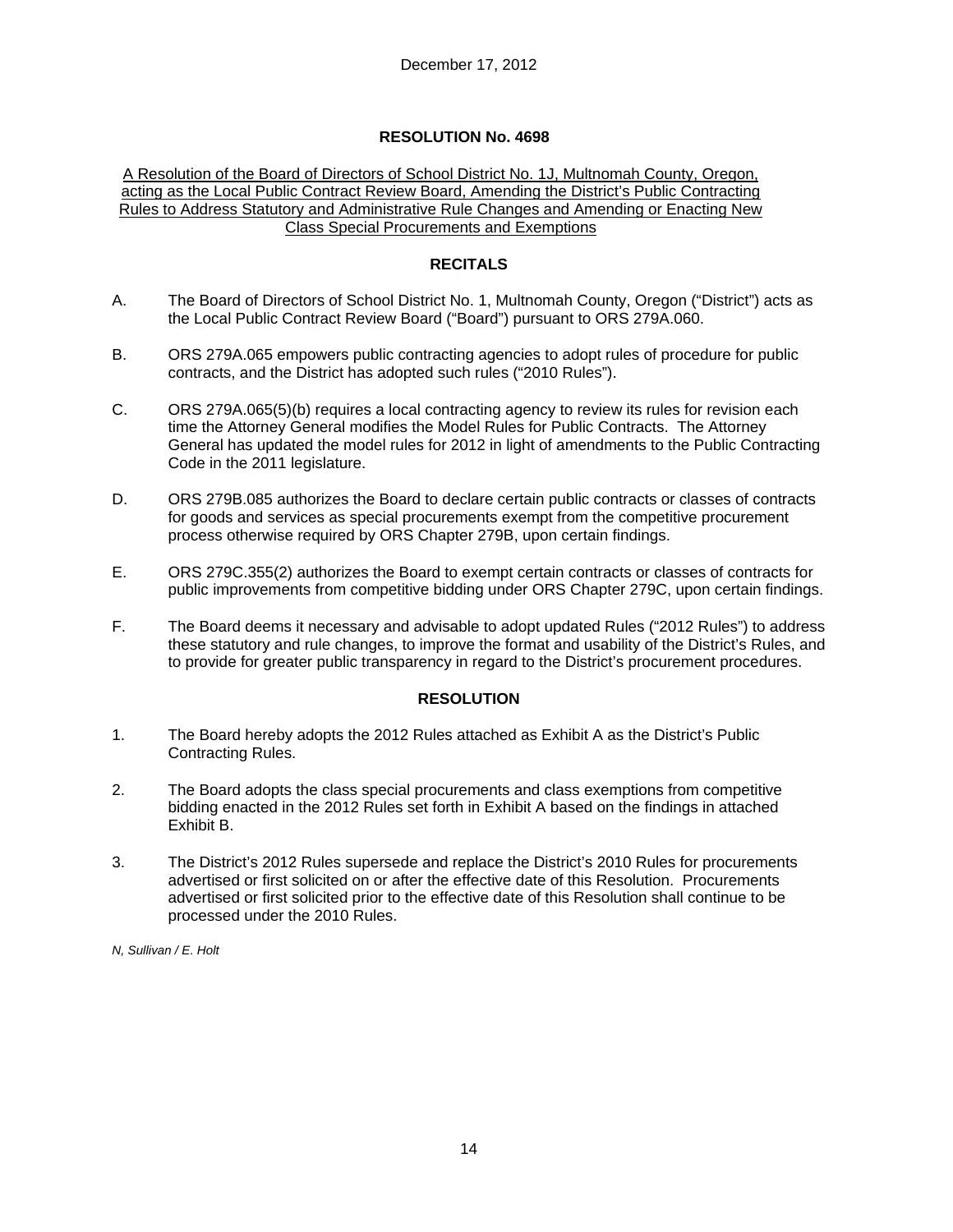December 17, 2012

## RESOLUTION No. 4698

A Resolution of the Board of Directors of School District No. 1J, Multnomah County, Oregon, acting as the Local Public Contract Review Board, Amending the District's Public Contracting Rules to Address Statutory and Administrative Rule Changes and Amending or Enacting New Class Special Procurements and Exemptions

### RECITALS

A. The Board of Directors of School District No. 1, Multnomah County, Oregon ("District") acts as the Local Public Contract Review Board ("Board") pursuant to ORS 279A.060.

B. ORS 279A.065 empowers public contracting agencies to adopt rules of procedure for public contracts, and the District has adopted such rules ("2010 Rules").

C. ORS 279A.065(5)(b) requires a local contracting agency to review its rules for revision each time the Attorney General modifies the Model Rules for Public Contracts. The Attorney General has updated the model rules for 2012 in light of amendments to the Public Contracting Code in the 2011 legislature.

D. ORS 279B.085 authorizes the Board to declare certain public contracts or classes of contracts for goods and services as special procurements exempt from the competitive procurement process otherwise required by ORS Chapter 279B, upon certain findings.

E. ORS 279C.355(2) authorizes the Board to exempt certain contracts or classes of contracts for public improvements from competitive bidding under ORS Chapter 279C, upon certain findings.

F. The Board deems it necessary and advisable to adopt updated Rules ("2012 Rules") to address these statutory and rule changes, to improve the format and usability of the District's Rules, and to provide for greater public transparency in regard to the District's procurement procedures.

### RESOLUTION

1. The Board hereby adopts the 2012 Rules attached as Exhibit A as the District's Public Contracting Rules.

2. The Board adopts the class special procurements and class exemptions from competitive bidding enacted in the 2012 Rules set forth in Exhibit A based on the findings in attached Exhibit B.

3. The District's 2012 Rules supersede and replace the District's 2010 Rules for procurements advertised or first solicited on or after the effective date of this Resolution. Procurements advertised or first solicited prior to the effective date of this Resolution shall continue to be processed under the 2010 Rules.

*N, Sullivan / E. Holt*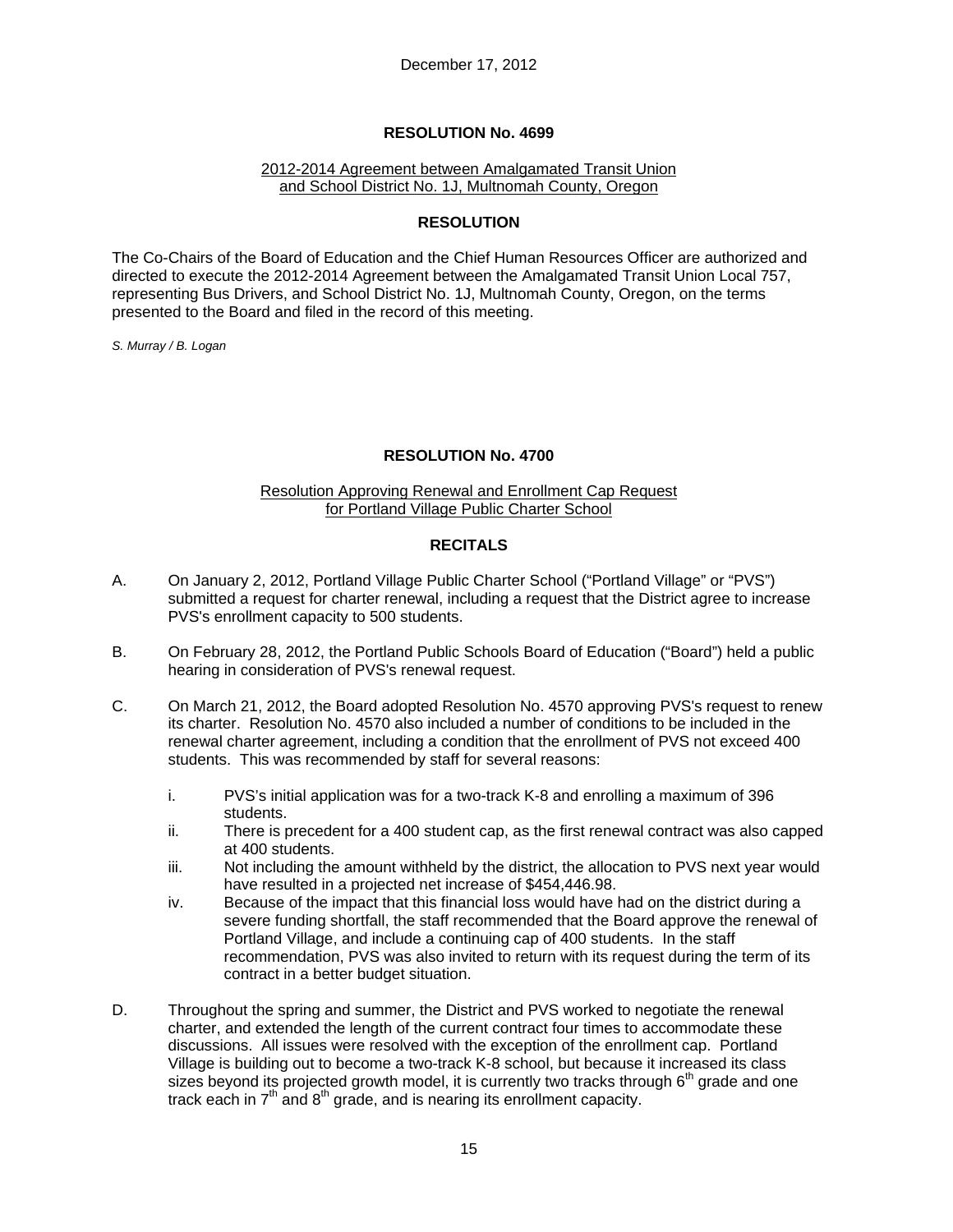December 17, 2012

## RESOLUTION No. 4699

2012-2014 Agreement between Amalgamated Transit Union and School District No. 1J, Multnomah County, Oregon

### RESOLUTION

The Co-Chairs of the Board of Education and the Chief Human Resources Officer are authorized and directed to execute the 2012-2014 Agreement between the Amalgamated Transit Union Local 757, representing Bus Drivers, and School District No. 1J, Multnomah County, Oregon, on the terms presented to the Board and filed in the record of this meeting.

*S. Murray / B. Logan*

## RESOLUTION No. 4700

Resolution Approving Renewal and Enrollment Cap Request for Portland Village Public Charter School

### RECITALS

A. On January 2, 2012, Portland Village Public Charter School ("Portland Village" or "PVS") submitted a request for charter renewal, including a request that the District agree to increase PVS's enrollment capacity to 500 students.

B. On February 28, 2012, the Portland Public Schools Board of Education ("Board") held a public hearing in consideration of PVS's renewal request.

C. On March 21, 2012, the Board adopted Resolution No. 4570 approving PVS's request to renew its charter. Resolution No. 4570 also included a number of conditions to be included in the renewal charter agreement, including a condition that the enrollment of PVS not exceed 400 students. This was recommended by staff for several reasons:

   i. PVS's initial application was for a two-track K-8 and enrolling a maximum of 396 students.

   ii. There is precedent for a 400 student cap, as the first renewal contract was also capped at 400 students.

   iii. Not including the amount withheld by the district, the allocation to PVS next year would have resulted in a projected net increase of $454,446.98.

   iv. Because of the impact that this financial loss would have had on the district during a severe funding shortfall, the staff recommended that the Board approve the renewal of Portland Village, and include a continuing cap of 400 students. In the staff recommendation, PVS was also invited to return with its request during the term of its contract in a better budget situation.

D. Throughout the spring and summer, the District and PVS worked to negotiate the renewal charter, and extended the length of the current contract four times to accommodate these discussions. All issues were resolved with the exception of the enrollment cap. Portland Village is building out to become a two-track K-8 school, but because it increased its class sizes beyond its projected growth model, it is currently two tracks through 6th grade and one track each in 7th and 8th grade, and is nearing its enrollment capacity.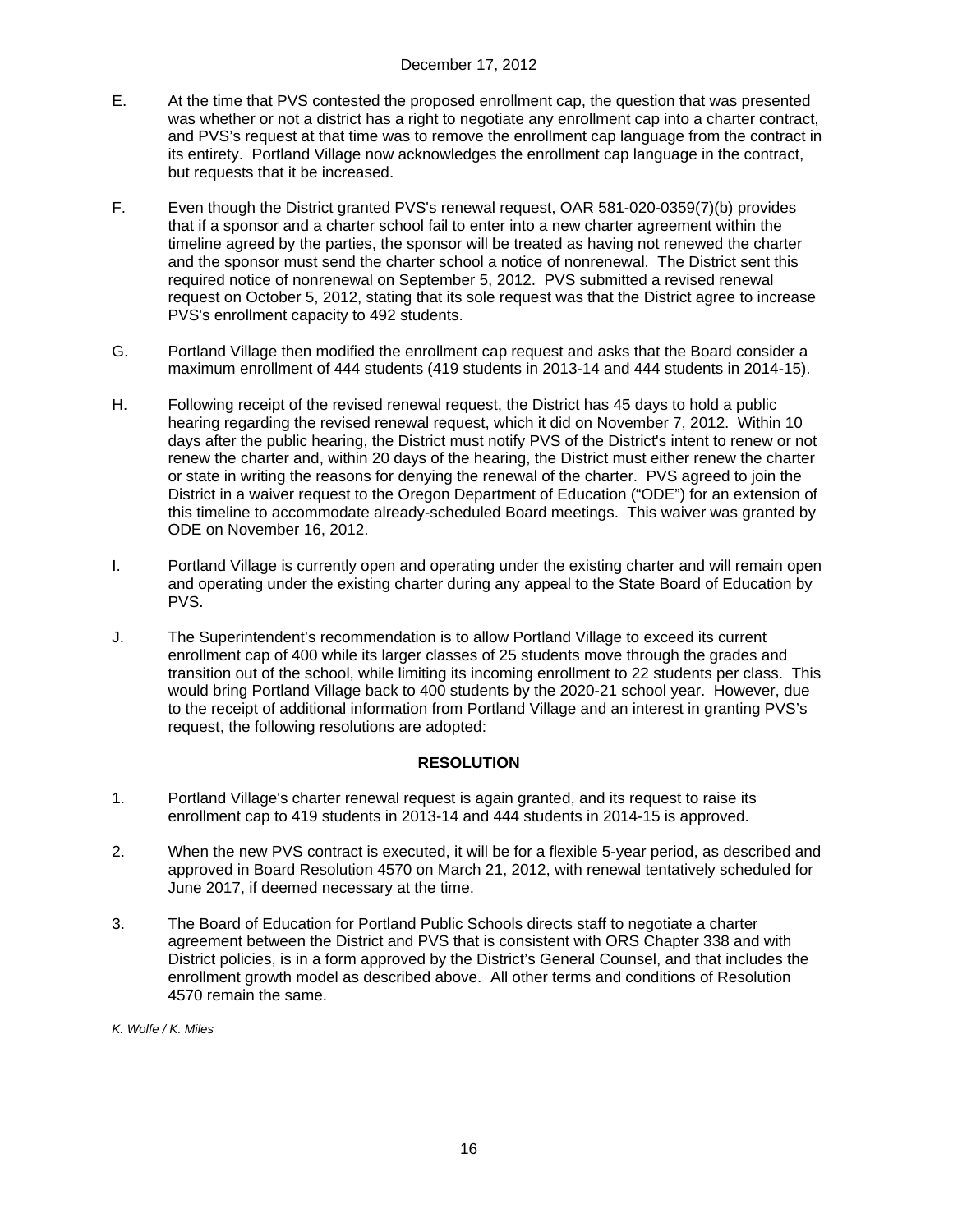E. At the time that PVS contested the proposed enrollment cap, the question that was presented was whether or not a district has a right to negotiate any enrollment cap into a charter contract, and PVS's request at that time was to remove the enrollment cap language from the contract in its entirety. Portland Village now acknowledges the enrollment cap language in the contract, but requests that it be increased.

F. Even though the District granted PVS's renewal request, OAR 581-020-0359(7)(b) provides that if a sponsor and a charter school fail to enter into a new charter agreement within the timeline agreed by the parties, the sponsor will be treated as having not renewed the charter and the sponsor must send the charter school a notice of nonrenewal. The District sent this required notice of nonrenewal on September 5, 2012. PVS submitted a revised renewal request on October 5, 2012, stating that its sole request was that the District agree to increase PVS's enrollment capacity to 492 students.

G. Portland Village then modified the enrollment cap request and asks that the Board consider a maximum enrollment of 444 students (419 students in 2013-14 and 444 students in 2014-15).

H. Following receipt of the revised renewal request, the District has 45 days to hold a public hearing regarding the revised renewal request, which it did on November 7, 2012. Within 10 days after the public hearing, the District must notify PVS of the District's intent to renew or not renew the charter and, within 20 days of the hearing, the District must either renew the charter or state in writing the reasons for denying the renewal of the charter. PVS agreed to join the District in a waiver request to the Oregon Department of Education ("ODE") for an extension of this timeline to accommodate already-scheduled Board meetings. This waiver was granted by ODE on November 16, 2012.

I. Portland Village is currently open and operating under the existing charter and will remain open and operating under the existing charter during any appeal to the State Board of Education by PVS.

J. The Superintendent's recommendation is to allow Portland Village to exceed its current enrollment cap of 400 while its larger classes of 25 students move through the grades and transition out of the school, while limiting its incoming enrollment to 22 students per class. This would bring Portland Village back to 400 students by the 2020-21 school year. However, due to the receipt of additional information from Portland Village and an interest in granting PVS's request, the following resolutions are adopted:

## RESOLUTION

1. Portland Village's charter renewal request is again granted, and its request to raise its enrollment cap to 419 students in 2013-14 and 444 students in 2014-15 is approved.

2. When the new PVS contract is executed, it will be for a flexible 5-year period, as described and approved in Board Resolution 4570 on March 21, 2012, with renewal tentatively scheduled for June 2017, if deemed necessary at the time.

3. The Board of Education for Portland Public Schools directs staff to negotiate a charter agreement between the District and PVS that is consistent with ORS Chapter 338 and with District policies, is in a form approved by the District's General Counsel, and that includes the enrollment growth model as described above. All other terms and conditions of Resolution 4570 remain the same.

*K. Wolfe / K. Miles*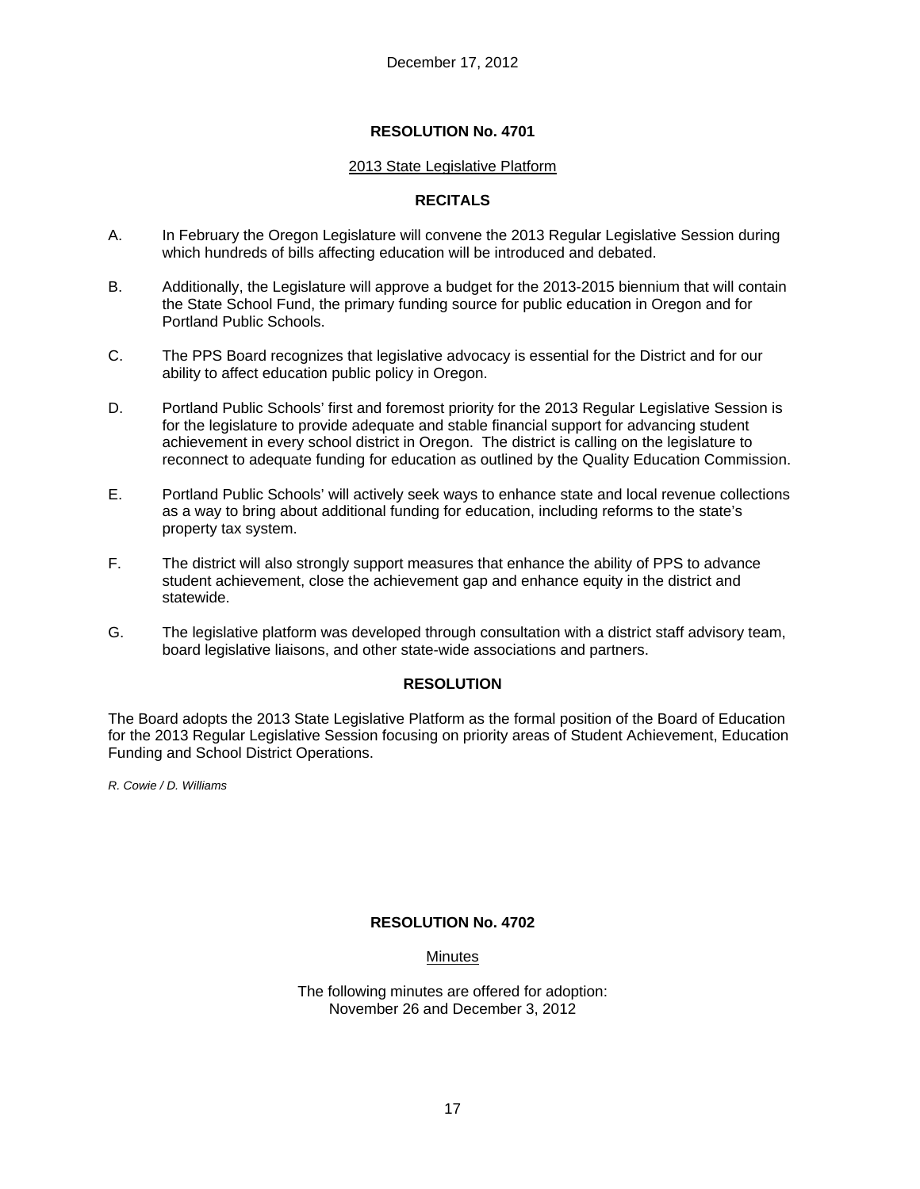December 17, 2012

**RESOLUTION No. 4701**

2013 State Legislative Platform

**RECITALS**

A. In February the Oregon Legislature will convene the 2013 Regular Legislative Session during which hundreds of bills affecting education will be introduced and debated.

B. Additionally, the Legislature will approve a budget for the 2013-2015 biennium that will contain the State School Fund, the primary funding source for public education in Oregon and for Portland Public Schools.

C. The PPS Board recognizes that legislative advocacy is essential for the District and for our ability to affect education public policy in Oregon.

D. Portland Public Schools' first and foremost priority for the 2013 Regular Legislative Session is for the legislature to provide adequate and stable financial support for advancing student achievement in every school district in Oregon. The district is calling on the legislature to reconnect to adequate funding for education as outlined by the Quality Education Commission.

E. Portland Public Schools' will actively seek ways to enhance state and local revenue collections as a way to bring about additional funding for education, including reforms to the state's property tax system.

F. The district will also strongly support measures that enhance the ability of PPS to advance student achievement, close the achievement gap and enhance equity in the district and statewide.

G. The legislative platform was developed through consultation with a district staff advisory team, board legislative liaisons, and other state-wide associations and partners.

**RESOLUTION**

The Board adopts the 2013 State Legislative Platform as the formal position of the Board of Education for the 2013 Regular Legislative Session focusing on priority areas of Student Achievement, Education Funding and School District Operations.

*R. Cowie / D. Williams*

**RESOLUTION No. 4702**

Minutes

The following minutes are offered for adoption:
November 26 and December 3, 2012